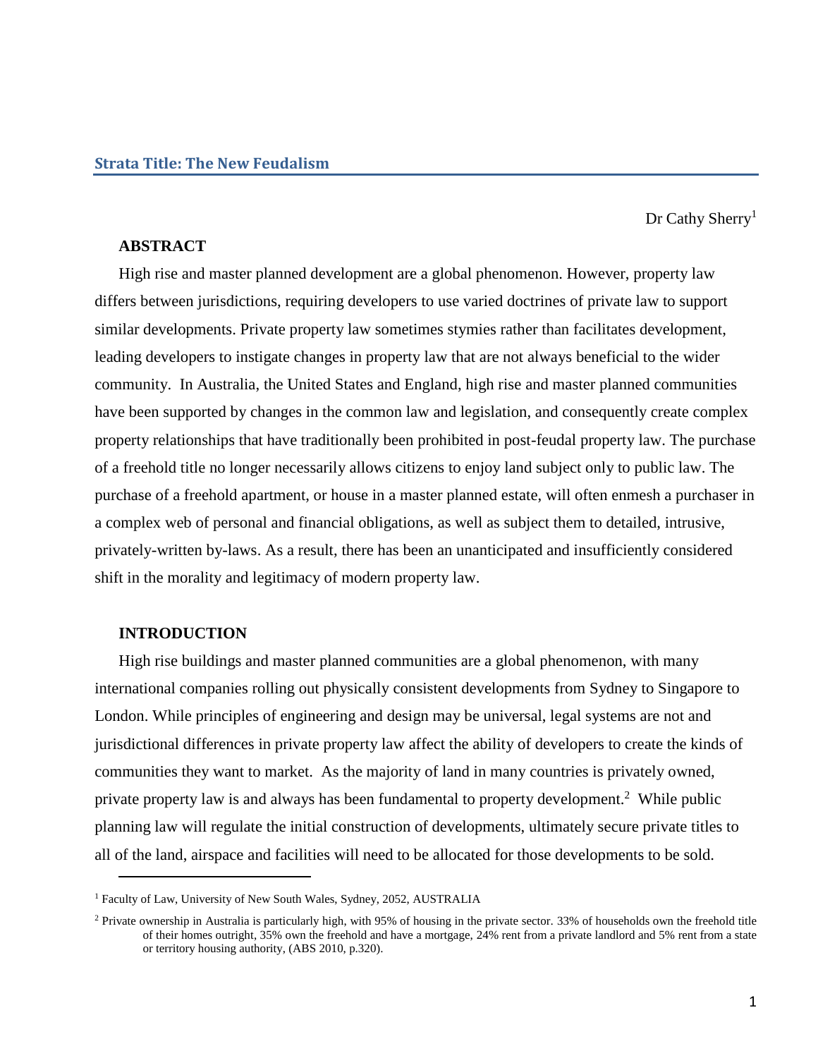# Strata Title: The New Feudalism

Dr Cathy Sherry[1]

## ABSTRACT

High rise and master planned development are a global phenomenon. However, property law differs between jurisdictions, requiring developers to use varied doctrines of private law to support similar developments. Private property law sometimes stymies rather than facilitates development, leading developers to instigate changes in property law that are not always beneficial to the wider community. In Australia, the United States and England, high rise and master planned communities have been supported by changes in the common law and legislation, and consequently create complex property relationships that have traditionally been prohibited in post-feudal property law. The purchase of a freehold title no longer necessarily allows citizens to enjoy land subject only to public law. The purchase of a freehold apartment, or house in a master planned estate, will often enmesh a purchaser in a complex web of personal and financial obligations, as well as subject them to detailed, intrusive, privately-written by-laws. As a result, there has been an unanticipated and insufficiently considered shift in the morality and legitimacy of modern property law.

## INTRODUCTION

High rise buildings and master planned communities are a global phenomenon, with many international companies rolling out physically consistent developments from Sydney to Singapore to London. While principles of engineering and design may be universal, legal systems are not and jurisdictional differences in private property law affect the ability of developers to create the kinds of communities they want to market. As the majority of land in many countries is privately owned, private property law is and always has been fundamental to property development.[2] While public planning law will regulate the initial construction of developments, ultimately secure private titles to all of the land, airspace and facilities will need to be allocated for those developments to be sold.

---

[1] Faculty of Law, University of New South Wales, Sydney, 2052, AUSTRALIA

[2] Private ownership in Australia is particularly high, with 95% of housing in the private sector. 33% of households own the freehold title of their homes outright, 35% own the freehold and have a mortgage, 24% rent from a private landlord and 5% rent from a state or territory housing authority, (ABS 2010, p.320).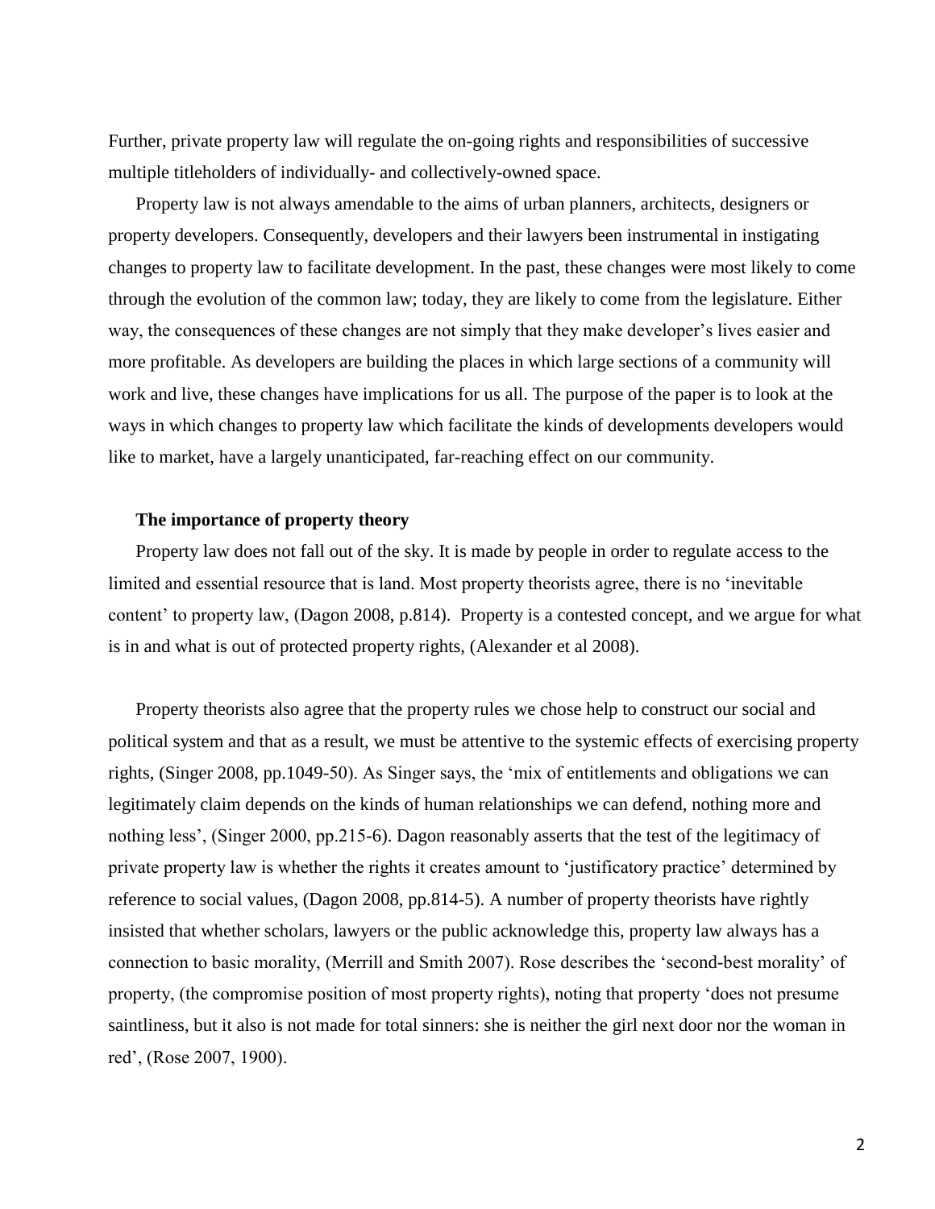Further, private property law will regulate the on-going rights and responsibilities of successive multiple titleholders of individually- and collectively-owned space.

Property law is not always amendable to the aims of urban planners, architects, designers or property developers. Consequently, developers and their lawyers been instrumental in instigating changes to property law to facilitate development. In the past, these changes were most likely to come through the evolution of the common law; today, they are likely to come from the legislature. Either way, the consequences of these changes are not simply that they make developer's lives easier and more profitable. As developers are building the places in which large sections of a community will work and live, these changes have implications for us all. The purpose of the paper is to look at the ways in which changes to property law which facilitate the kinds of developments developers would like to market, have a largely unanticipated, far-reaching effect on our community.

**The importance of property theory**

Property law does not fall out of the sky. It is made by people in order to regulate access to the limited and essential resource that is land. Most property theorists agree, there is no 'inevitable content' to property law, (Dagon 2008, p.814). Property is a contested concept, and we argue for what is in and what is out of protected property rights, (Alexander et al 2008).

Property theorists also agree that the property rules we chose help to construct our social and political system and that as a result, we must be attentive to the systemic effects of exercising property rights, (Singer 2008, pp.1049-50). As Singer says, the 'mix of entitlements and obligations we can legitimately claim depends on the kinds of human relationships we can defend, nothing more and nothing less', (Singer 2000, pp.215-6). Dagon reasonably asserts that the test of the legitimacy of private property law is whether the rights it creates amount to 'justificatory practice' determined by reference to social values, (Dagon 2008, pp.814-5). A number of property theorists have rightly insisted that whether scholars, lawyers or the public acknowledge this, property law always has a connection to basic morality, (Merrill and Smith 2007). Rose describes the 'second-best morality' of property, (the compromise position of most property rights), noting that property 'does not presume saintliness, but it also is not made for total sinners: she is neither the girl next door nor the woman in red', (Rose 2007, 1900).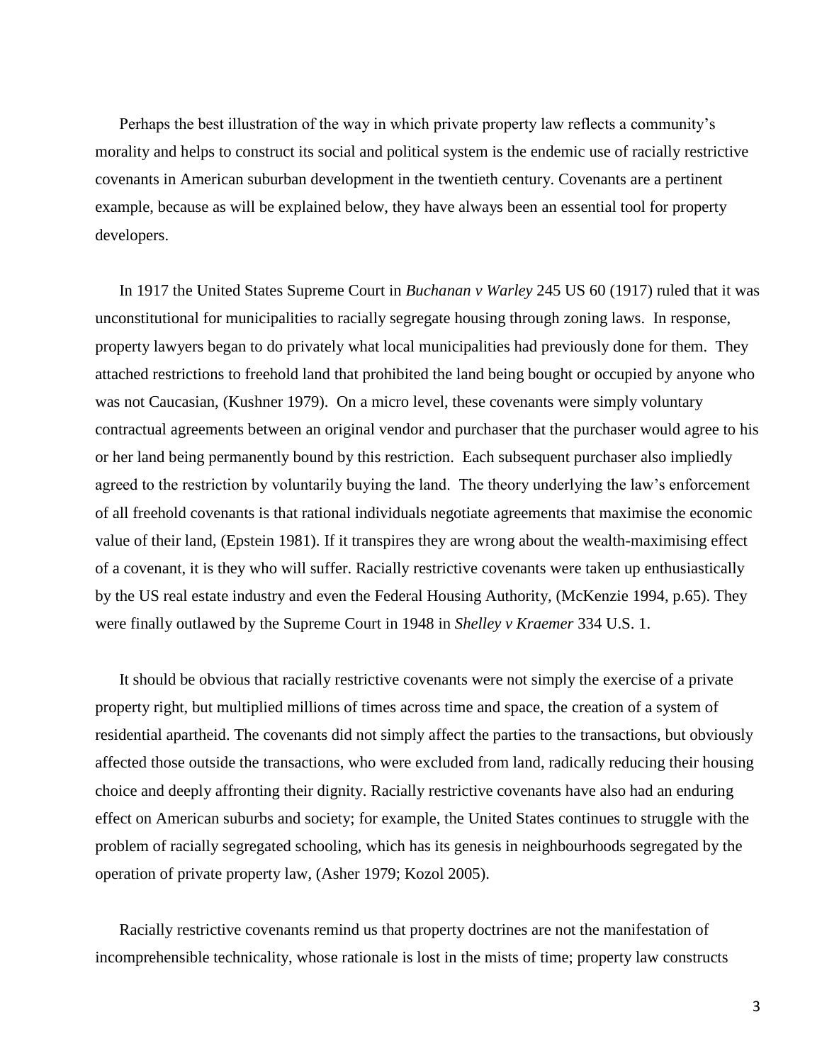Perhaps the best illustration of the way in which private property law reflects a community's morality and helps to construct its social and political system is the endemic use of racially restrictive covenants in American suburban development in the twentieth century. Covenants are a pertinent example, because as will be explained below, they have always been an essential tool for property developers.

In 1917 the United States Supreme Court in *Buchanan v Warley* 245 US 60 (1917) ruled that it was unconstitutional for municipalities to racially segregate housing through zoning laws. In response, property lawyers began to do privately what local municipalities had previously done for them. They attached restrictions to freehold land that prohibited the land being bought or occupied by anyone who was not Caucasian, (Kushner 1979). On a micro level, these covenants were simply voluntary contractual agreements between an original vendor and purchaser that the purchaser would agree to his or her land being permanently bound by this restriction. Each subsequent purchaser also impliedly agreed to the restriction by voluntarily buying the land. The theory underlying the law's enforcement of all freehold covenants is that rational individuals negotiate agreements that maximise the economic value of their land, (Epstein 1981). If it transpires they are wrong about the wealth-maximising effect of a covenant, it is they who will suffer. Racially restrictive covenants were taken up enthusiastically by the US real estate industry and even the Federal Housing Authority, (McKenzie 1994, p.65). They were finally outlawed by the Supreme Court in 1948 in *Shelley v Kraemer* 334 U.S. 1.

It should be obvious that racially restrictive covenants were not simply the exercise of a private property right, but multiplied millions of times across time and space, the creation of a system of residential apartheid. The covenants did not simply affect the parties to the transactions, but obviously affected those outside the transactions, who were excluded from land, radically reducing their housing choice and deeply affronting their dignity. Racially restrictive covenants have also had an enduring effect on American suburbs and society; for example, the United States continues to struggle with the problem of racially segregated schooling, which has its genesis in neighbourhoods segregated by the operation of private property law, (Asher 1979; Kozol 2005).

Racially restrictive covenants remind us that property doctrines are not the manifestation of incomprehensible technicality, whose rationale is lost in the mists of time; property law constructs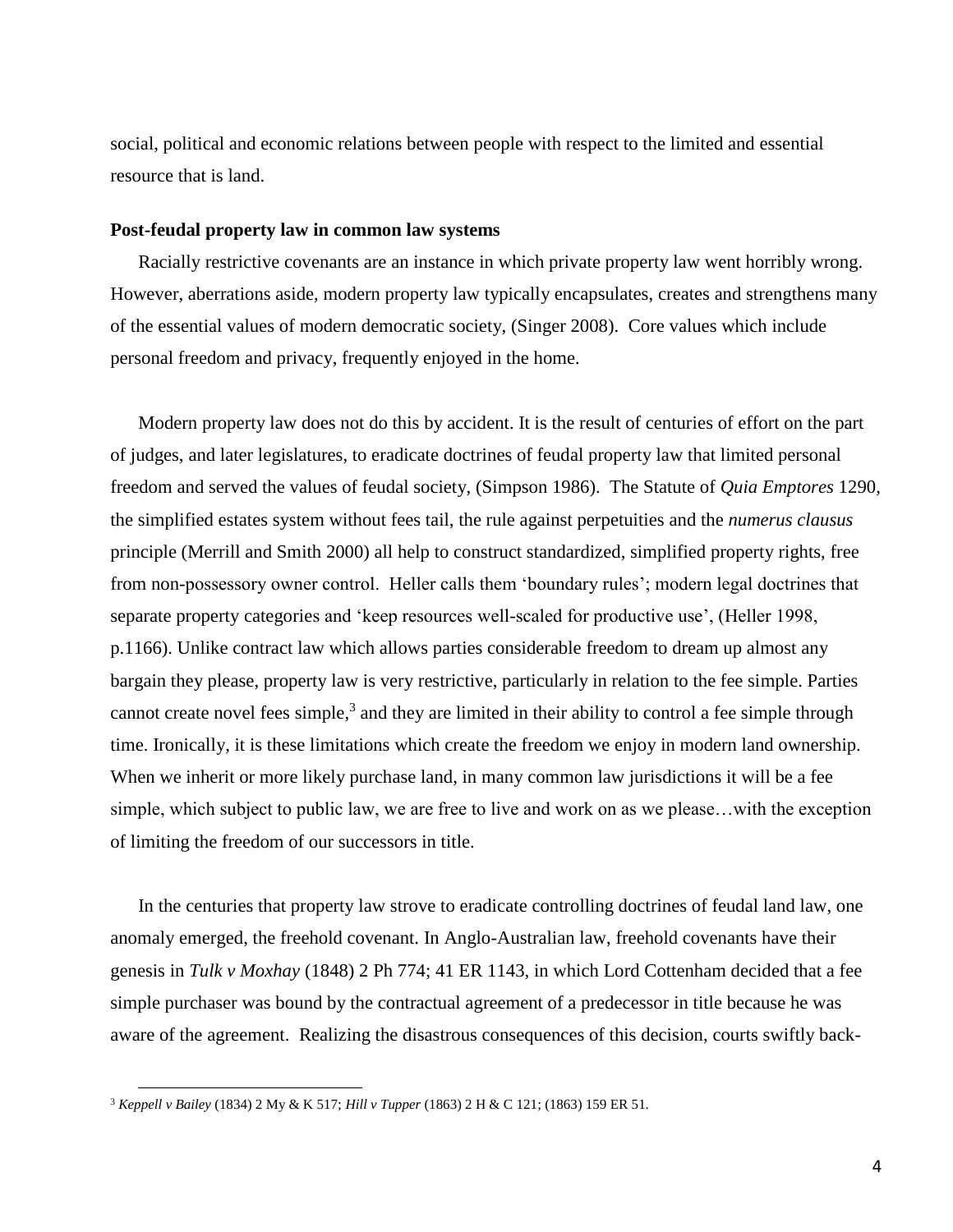social, political and economic relations between people with respect to the limited and essential resource that is land.

**Post-feudal property law in common law systems**

Racially restrictive covenants are an instance in which private property law went horribly wrong. However, aberrations aside, modern property law typically encapsulates, creates and strengthens many of the essential values of modern democratic society, (Singer 2008). Core values which include personal freedom and privacy, frequently enjoyed in the home.

Modern property law does not do this by accident. It is the result of centuries of effort on the part of judges, and later legislatures, to eradicate doctrines of feudal property law that limited personal freedom and served the values of feudal society, (Simpson 1986). The Statute of *Quia Emptores* 1290, the simplified estates system without fees tail, the rule against perpetuities and the *numerus clausus* principle (Merrill and Smith 2000) all help to construct standardized, simplified property rights, free from non-possessory owner control. Heller calls them 'boundary rules'; modern legal doctrines that separate property categories and 'keep resources well-scaled for productive use', (Heller 1998, p.1166). Unlike contract law which allows parties considerable freedom to dream up almost any bargain they please, property law is very restrictive, particularly in relation to the fee simple. Parties cannot create novel fees simple,[3] and they are limited in their ability to control a fee simple through time. Ironically, it is these limitations which create the freedom we enjoy in modern land ownership. When we inherit or more likely purchase land, in many common law jurisdictions it will be a fee simple, which subject to public law, we are free to live and work on as we please…with the exception of limiting the freedom of our successors in title.

In the centuries that property law strove to eradicate controlling doctrines of feudal land law, one anomaly emerged, the freehold covenant. In Anglo-Australian law, freehold covenants have their genesis in *Tulk v Moxhay* (1848) 2 Ph 774; 41 ER 1143, in which Lord Cottenham decided that a fee simple purchaser was bound by the contractual agreement of a predecessor in title because he was aware of the agreement. Realizing the disastrous consequences of this decision, courts swiftly back-

[3] *Keppell v Bailey* (1834) 2 My & K 517; *Hill v Tupper* (1863) 2 H & C 121; (1863) 159 ER 51.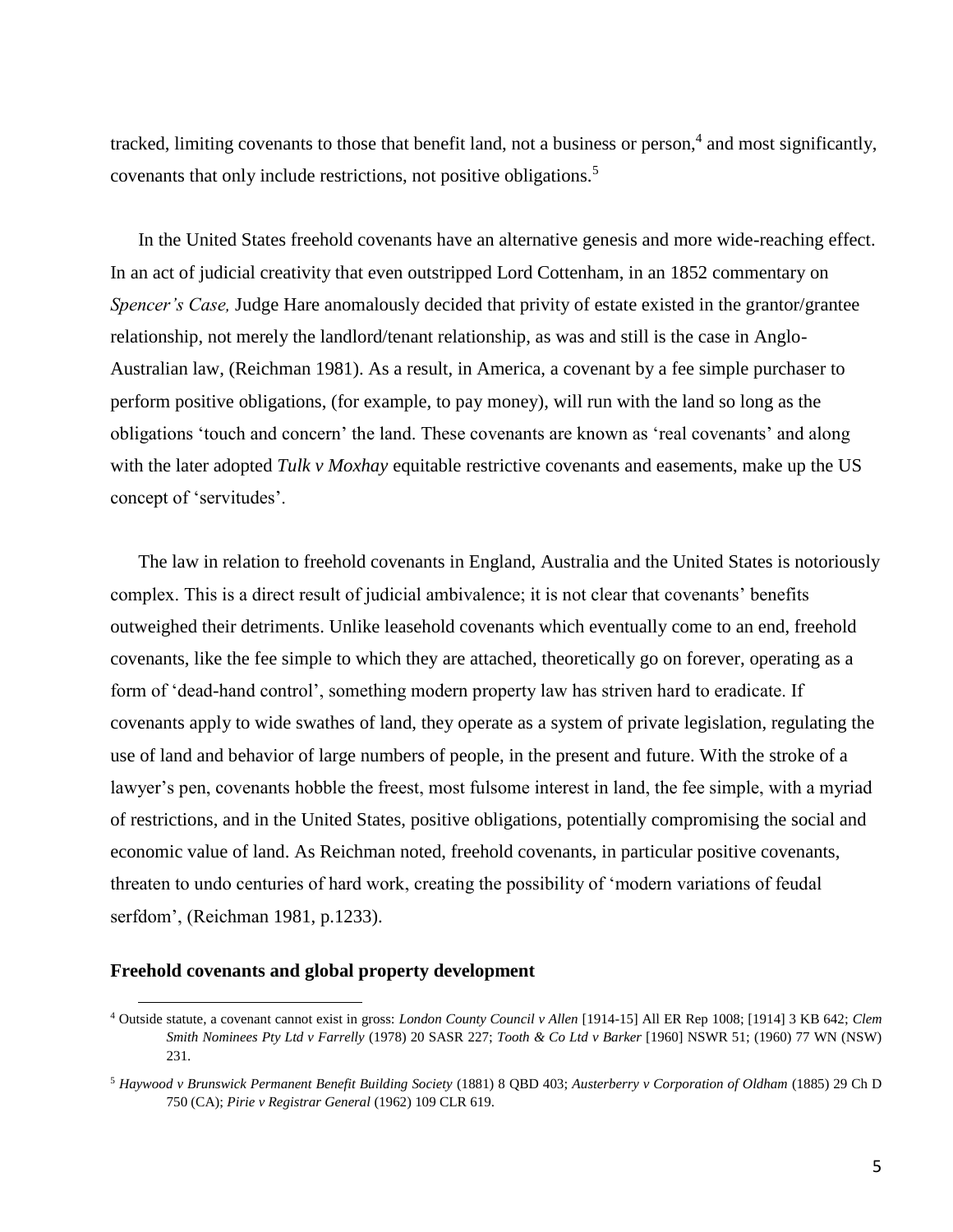tracked, limiting covenants to those that benefit land, not a business or person,[4] and most significantly, covenants that only include restrictions, not positive obligations.[5]

In the United States freehold covenants have an alternative genesis and more wide-reaching effect. In an act of judicial creativity that even outstripped Lord Cottenham, in an 1852 commentary on *Spencer's Case,* Judge Hare anomalously decided that privity of estate existed in the grantor/grantee relationship, not merely the landlord/tenant relationship, as was and still is the case in Anglo-Australian law, (Reichman 1981). As a result, in America, a covenant by a fee simple purchaser to perform positive obligations, (for example, to pay money), will run with the land so long as the obligations 'touch and concern' the land. These covenants are known as 'real covenants' and along with the later adopted *Tulk v Moxhay* equitable restrictive covenants and easements, make up the US concept of 'servitudes'.

The law in relation to freehold covenants in England, Australia and the United States is notoriously complex. This is a direct result of judicial ambivalence; it is not clear that covenants' benefits outweighed their detriments. Unlike leasehold covenants which eventually come to an end, freehold covenants, like the fee simple to which they are attached, theoretically go on forever, operating as a form of 'dead-hand control', something modern property law has striven hard to eradicate. If covenants apply to wide swathes of land, they operate as a system of private legislation, regulating the use of land and behavior of large numbers of people, in the present and future. With the stroke of a lawyer's pen, covenants hobble the freest, most fulsome interest in land, the fee simple, with a myriad of restrictions, and in the United States, positive obligations, potentially compromising the social and economic value of land. As Reichman noted, freehold covenants, in particular positive covenants, threaten to undo centuries of hard work, creating the possibility of 'modern variations of feudal serfdom', (Reichman 1981, p.1233).

**Freehold covenants and global property development**

---

[4] Outside statute, a covenant cannot exist in gross: *London County Council v Allen* [1914-15] All ER Rep 1008; [1914] 3 KB 642; *Clem Smith Nominees Pty Ltd v Farrelly* (1978) 20 SASR 227; *Tooth & Co Ltd v Barker* [1960] NSWR 51; (1960) 77 WN (NSW) 231.

[5] *Haywood v Brunswick Permanent Benefit Building Society* (1881) 8 QBD 403; *Austerberry v Corporation of Oldham* (1885) 29 Ch D 750 (CA); *Pirie v Registrar General* (1962) 109 CLR 619.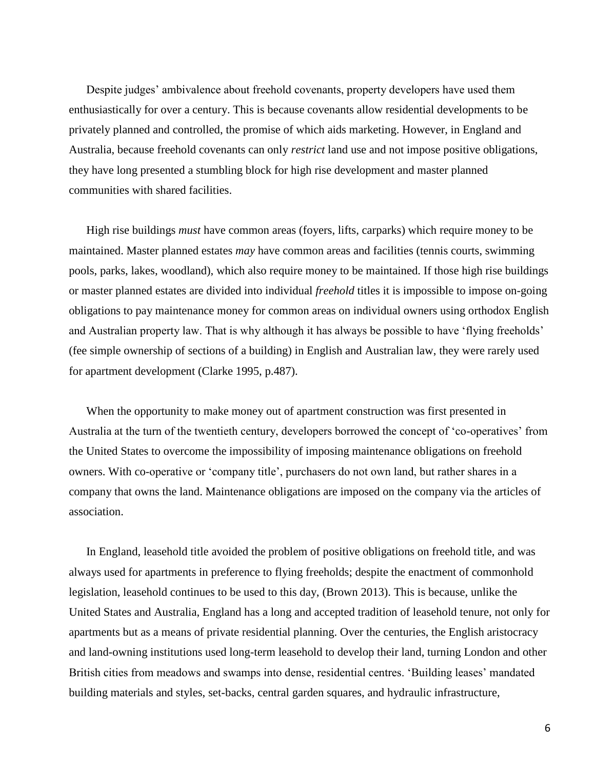Despite judges' ambivalence about freehold covenants, property developers have used them enthusiastically for over a century. This is because covenants allow residential developments to be privately planned and controlled, the promise of which aids marketing. However, in England and Australia, because freehold covenants can only *restrict* land use and not impose positive obligations, they have long presented a stumbling block for high rise development and master planned communities with shared facilities.

High rise buildings *must* have common areas (foyers, lifts, carparks) which require money to be maintained. Master planned estates *may* have common areas and facilities (tennis courts, swimming pools, parks, lakes, woodland), which also require money to be maintained. If those high rise buildings or master planned estates are divided into individual *freehold* titles it is impossible to impose on-going obligations to pay maintenance money for common areas on individual owners using orthodox English and Australian property law. That is why although it has always be possible to have 'flying freeholds' (fee simple ownership of sections of a building) in English and Australian law, they were rarely used for apartment development (Clarke 1995, p.487).

When the opportunity to make money out of apartment construction was first presented in Australia at the turn of the twentieth century, developers borrowed the concept of 'co-operatives' from the United States to overcome the impossibility of imposing maintenance obligations on freehold owners. With co-operative or 'company title', purchasers do not own land, but rather shares in a company that owns the land. Maintenance obligations are imposed on the company via the articles of association.

In England, leasehold title avoided the problem of positive obligations on freehold title, and was always used for apartments in preference to flying freeholds; despite the enactment of commonhold legislation, leasehold continues to be used to this day, (Brown 2013). This is because, unlike the United States and Australia, England has a long and accepted tradition of leasehold tenure, not only for apartments but as a means of private residential planning. Over the centuries, the English aristocracy and land-owning institutions used long-term leasehold to develop their land, turning London and other British cities from meadows and swamps into dense, residential centres. 'Building leases' mandated building materials and styles, set-backs, central garden squares, and hydraulic infrastructure,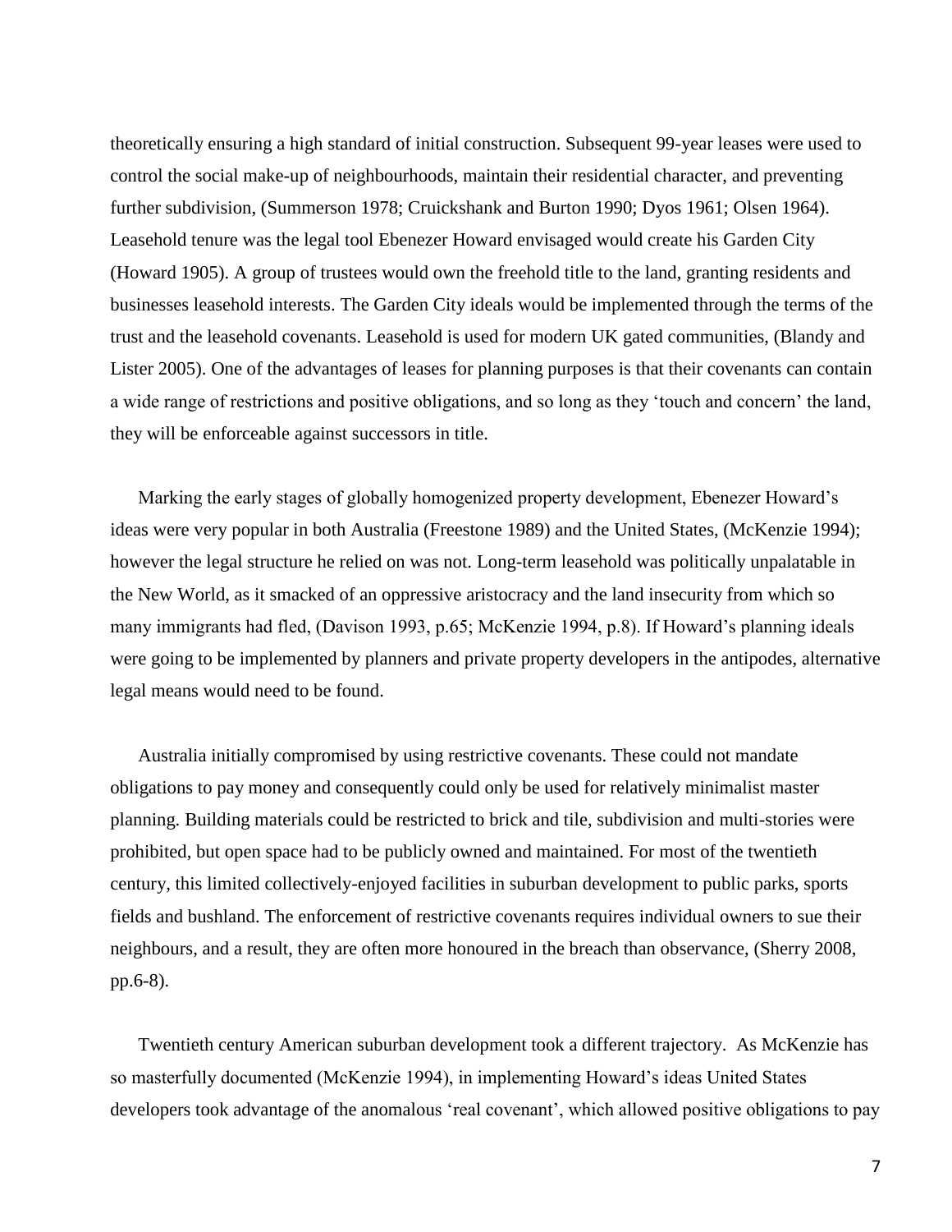theoretically ensuring a high standard of initial construction. Subsequent 99-year leases were used to control the social make-up of neighbourhoods, maintain their residential character, and preventing further subdivision, (Summerson 1978; Cruickshank and Burton 1990; Dyos 1961; Olsen 1964). Leasehold tenure was the legal tool Ebenezer Howard envisaged would create his Garden City (Howard 1905). A group of trustees would own the freehold title to the land, granting residents and businesses leasehold interests. The Garden City ideals would be implemented through the terms of the trust and the leasehold covenants. Leasehold is used for modern UK gated communities, (Blandy and Lister 2005). One of the advantages of leases for planning purposes is that their covenants can contain a wide range of restrictions and positive obligations, and so long as they 'touch and concern' the land, they will be enforceable against successors in title.

Marking the early stages of globally homogenized property development, Ebenezer Howard's ideas were very popular in both Australia (Freestone 1989) and the United States, (McKenzie 1994); however the legal structure he relied on was not. Long-term leasehold was politically unpalatable in the New World, as it smacked of an oppressive aristocracy and the land insecurity from which so many immigrants had fled, (Davison 1993, p.65; McKenzie 1994, p.8). If Howard's planning ideals were going to be implemented by planners and private property developers in the antipodes, alternative legal means would need to be found.

Australia initially compromised by using restrictive covenants. These could not mandate obligations to pay money and consequently could only be used for relatively minimalist master planning. Building materials could be restricted to brick and tile, subdivision and multi-stories were prohibited, but open space had to be publicly owned and maintained. For most of the twentieth century, this limited collectively-enjoyed facilities in suburban development to public parks, sports fields and bushland. The enforcement of restrictive covenants requires individual owners to sue their neighbours, and a result, they are often more honoured in the breach than observance, (Sherry 2008, pp.6-8).

Twentieth century American suburban development took a different trajectory. As McKenzie has so masterfully documented (McKenzie 1994), in implementing Howard's ideas United States developers took advantage of the anomalous 'real covenant', which allowed positive obligations to pay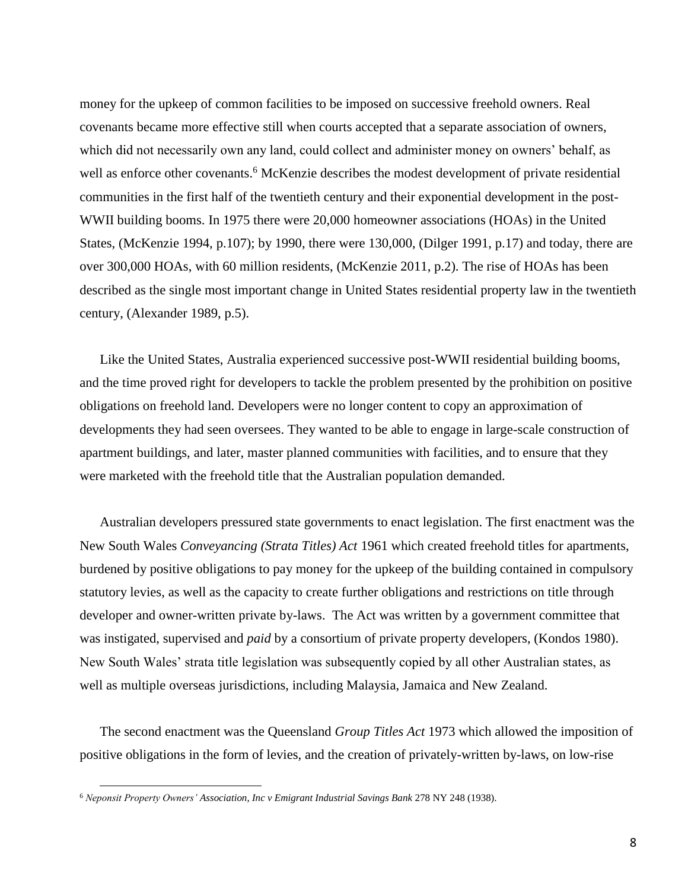money for the upkeep of common facilities to be imposed on successive freehold owners. Real covenants became more effective still when courts accepted that a separate association of owners, which did not necessarily own any land, could collect and administer money on owners' behalf, as well as enforce other covenants.[6] McKenzie describes the modest development of private residential communities in the first half of the twentieth century and their exponential development in the post-WWII building booms. In 1975 there were 20,000 homeowner associations (HOAs) in the United States, (McKenzie 1994, p.107); by 1990, there were 130,000, (Dilger 1991, p.17) and today, there are over 300,000 HOAs, with 60 million residents, (McKenzie 2011, p.2). The rise of HOAs has been described as the single most important change in United States residential property law in the twentieth century, (Alexander 1989, p.5).

Like the United States, Australia experienced successive post-WWII residential building booms, and the time proved right for developers to tackle the problem presented by the prohibition on positive obligations on freehold land. Developers were no longer content to copy an approximation of developments they had seen oversees. They wanted to be able to engage in large-scale construction of apartment buildings, and later, master planned communities with facilities, and to ensure that they were marketed with the freehold title that the Australian population demanded.

Australian developers pressured state governments to enact legislation. The first enactment was the New South Wales *Conveyancing (Strata Titles) Act* 1961 which created freehold titles for apartments, burdened by positive obligations to pay money for the upkeep of the building contained in compulsory statutory levies, as well as the capacity to create further obligations and restrictions on title through developer and owner-written private by-laws. The Act was written by a government committee that was instigated, supervised and *paid* by a consortium of private property developers, (Kondos 1980). New South Wales' strata title legislation was subsequently copied by all other Australian states, as well as multiple overseas jurisdictions, including Malaysia, Jamaica and New Zealand.

The second enactment was the Queensland *Group Titles Act* 1973 which allowed the imposition of positive obligations in the form of levies, and the creation of privately-written by-laws, on low-rise

---

[6] *Neponsit Property Owners' Association, Inc v Emigrant Industrial Savings Bank* 278 NY 248 (1938).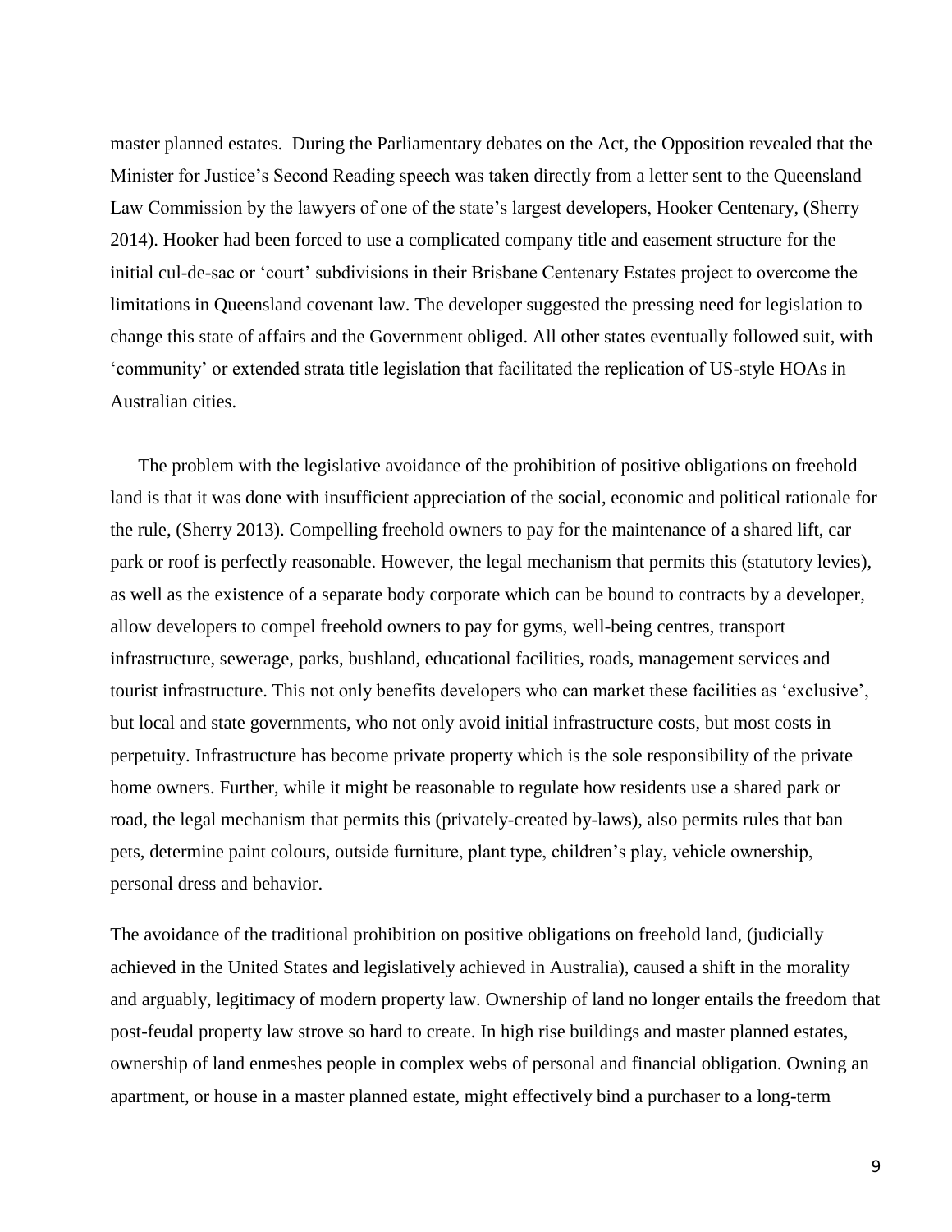master planned estates. During the Parliamentary debates on the Act, the Opposition revealed that the Minister for Justice's Second Reading speech was taken directly from a letter sent to the Queensland Law Commission by the lawyers of one of the state's largest developers, Hooker Centenary, (Sherry 2014). Hooker had been forced to use a complicated company title and easement structure for the initial cul-de-sac or 'court' subdivisions in their Brisbane Centenary Estates project to overcome the limitations in Queensland covenant law. The developer suggested the pressing need for legislation to change this state of affairs and the Government obliged. All other states eventually followed suit, with 'community' or extended strata title legislation that facilitated the replication of US-style HOAs in Australian cities.

The problem with the legislative avoidance of the prohibition of positive obligations on freehold land is that it was done with insufficient appreciation of the social, economic and political rationale for the rule, (Sherry 2013). Compelling freehold owners to pay for the maintenance of a shared lift, car park or roof is perfectly reasonable. However, the legal mechanism that permits this (statutory levies), as well as the existence of a separate body corporate which can be bound to contracts by a developer, allow developers to compel freehold owners to pay for gyms, well-being centres, transport infrastructure, sewerage, parks, bushland, educational facilities, roads, management services and tourist infrastructure. This not only benefits developers who can market these facilities as 'exclusive', but local and state governments, who not only avoid initial infrastructure costs, but most costs in perpetuity. Infrastructure has become private property which is the sole responsibility of the private home owners. Further, while it might be reasonable to regulate how residents use a shared park or road, the legal mechanism that permits this (privately-created by-laws), also permits rules that ban pets, determine paint colours, outside furniture, plant type, children's play, vehicle ownership, personal dress and behavior.

The avoidance of the traditional prohibition on positive obligations on freehold land, (judicially achieved in the United States and legislatively achieved in Australia), caused a shift in the morality and arguably, legitimacy of modern property law. Ownership of land no longer entails the freedom that post-feudal property law strove so hard to create. In high rise buildings and master planned estates, ownership of land enmeshes people in complex webs of personal and financial obligation. Owning an apartment, or house in a master planned estate, might effectively bind a purchaser to a long-term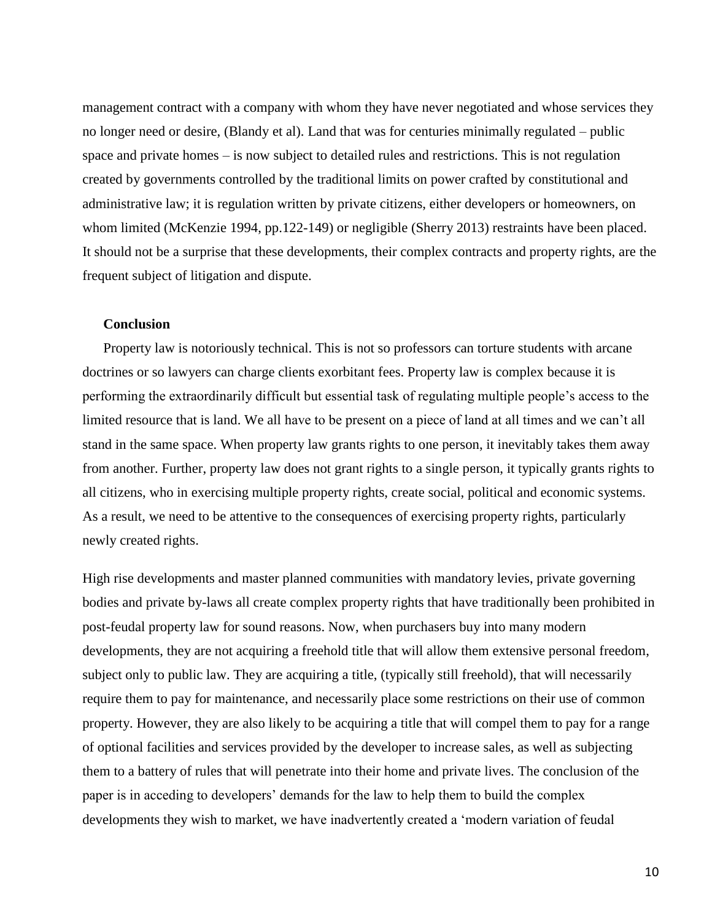management contract with a company with whom they have never negotiated and whose services they no longer need or desire, (Blandy et al). Land that was for centuries minimally regulated – public space and private homes – is now subject to detailed rules and restrictions. This is not regulation created by governments controlled by the traditional limits on power crafted by constitutional and administrative law; it is regulation written by private citizens, either developers or homeowners, on whom limited (McKenzie 1994, pp.122-149) or negligible (Sherry 2013) restraints have been placed. It should not be a surprise that these developments, their complex contracts and property rights, are the frequent subject of litigation and dispute.

## Conclusion

Property law is notoriously technical. This is not so professors can torture students with arcane doctrines or so lawyers can charge clients exorbitant fees. Property law is complex because it is performing the extraordinarily difficult but essential task of regulating multiple people's access to the limited resource that is land. We all have to be present on a piece of land at all times and we can't all stand in the same space. When property law grants rights to one person, it inevitably takes them away from another. Further, property law does not grant rights to a single person, it typically grants rights to all citizens, who in exercising multiple property rights, create social, political and economic systems. As a result, we need to be attentive to the consequences of exercising property rights, particularly newly created rights.

High rise developments and master planned communities with mandatory levies, private governing bodies and private by-laws all create complex property rights that have traditionally been prohibited in post-feudal property law for sound reasons. Now, when purchasers buy into many modern developments, they are not acquiring a freehold title that will allow them extensive personal freedom, subject only to public law. They are acquiring a title, (typically still freehold), that will necessarily require them to pay for maintenance, and necessarily place some restrictions on their use of common property. However, they are also likely to be acquiring a title that will compel them to pay for a range of optional facilities and services provided by the developer to increase sales, as well as subjecting them to a battery of rules that will penetrate into their home and private lives. The conclusion of the paper is in acceding to developers' demands for the law to help them to build the complex developments they wish to market, we have inadvertently created a 'modern variation of feudal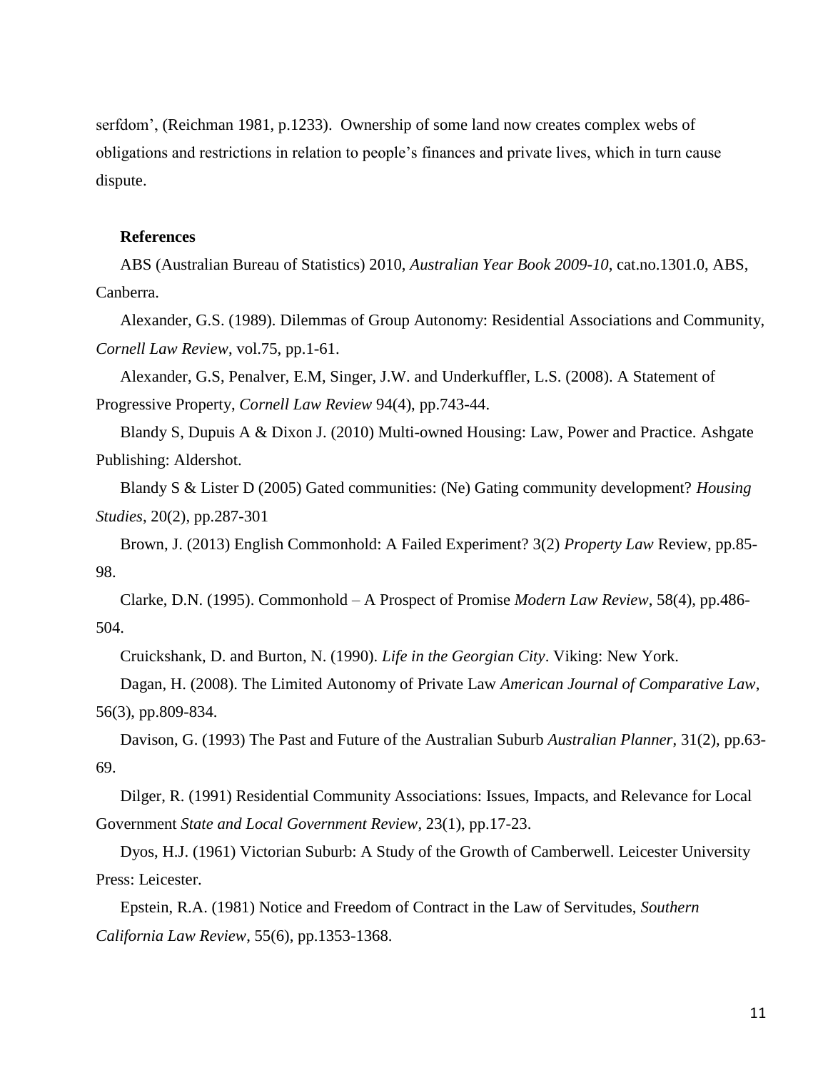serfdom', (Reichman 1981, p.1233). Ownership of some land now creates complex webs of obligations and restrictions in relation to people's finances and private lives, which in turn cause dispute.

**References**

ABS (Australian Bureau of Statistics) 2010, *Australian Year Book 2009-10*, cat.no.1301.0, ABS, Canberra.

Alexander, G.S. (1989). Dilemmas of Group Autonomy: Residential Associations and Community, *Cornell Law Review*, vol.75, pp.1-61.

Alexander, G.S, Penalver, E.M, Singer, J.W. and Underkuffler, L.S. (2008). A Statement of Progressive Property, *Cornell Law Review* 94(4), pp.743-44.

Blandy S, Dupuis A & Dixon J. (2010) Multi-owned Housing: Law, Power and Practice. Ashgate Publishing: Aldershot.

Blandy S & Lister D (2005) Gated communities: (Ne) Gating community development? *Housing Studies*, 20(2), pp.287-301

Brown, J. (2013) English Commonhold: A Failed Experiment? 3(2) *Property Law* Review, pp.85-98.

Clarke, D.N. (1995). Commonhold – A Prospect of Promise *Modern Law Review*, 58(4), pp.486-504.

Cruickshank, D. and Burton, N. (1990). *Life in the Georgian City*. Viking: New York.

Dagan, H. (2008). The Limited Autonomy of Private Law *American Journal of Comparative Law*, 56(3), pp.809-834.

Davison, G. (1993) The Past and Future of the Australian Suburb *Australian Planner*, 31(2), pp.63-69.

Dilger, R. (1991) Residential Community Associations: Issues, Impacts, and Relevance for Local Government *State and Local Government Review*, 23(1), pp.17-23.

Dyos, H.J. (1961) Victorian Suburb: A Study of the Growth of Camberwell. Leicester University Press: Leicester.

Epstein, R.A. (1981) Notice and Freedom of Contract in the Law of Servitudes, *Southern California Law Review*, 55(6), pp.1353-1368.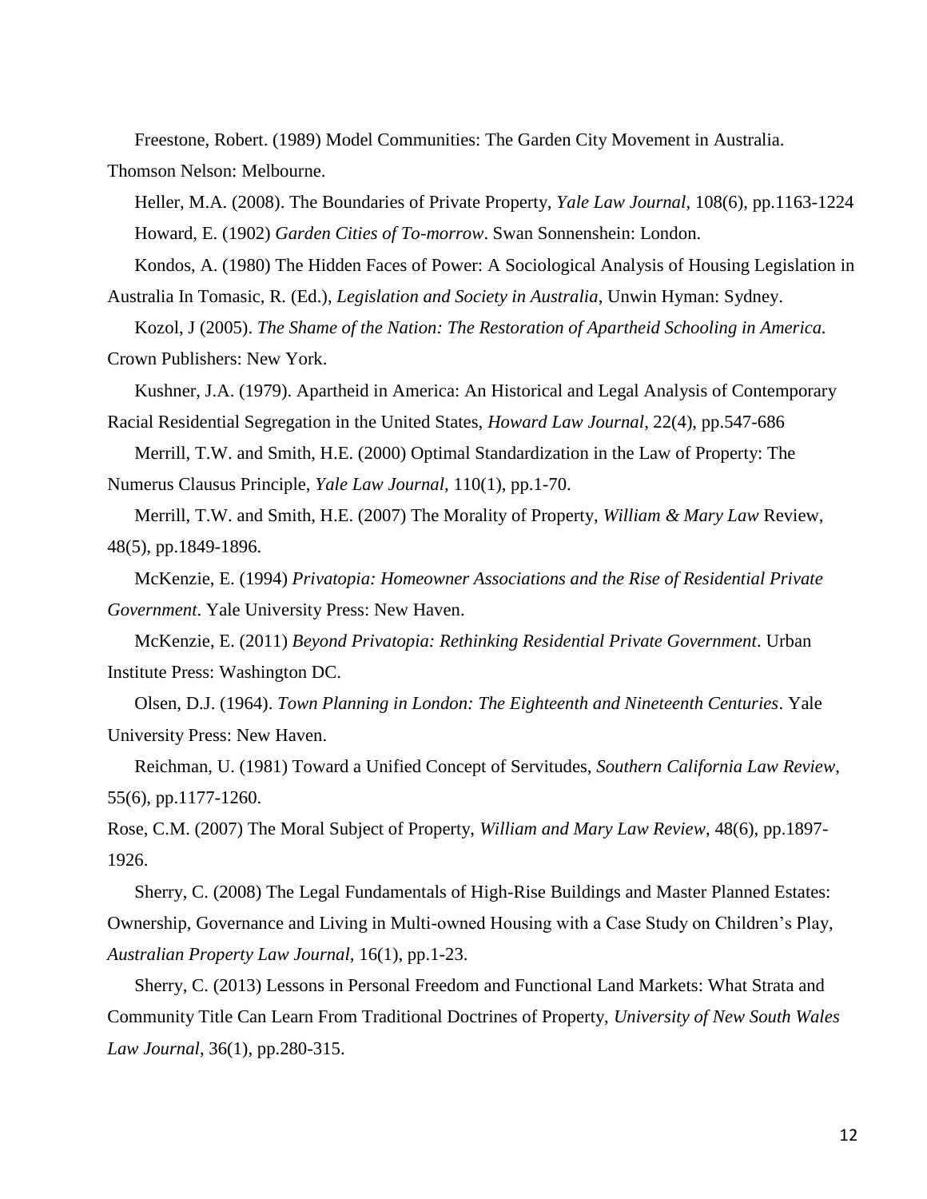Freestone, Robert. (1989) Model Communities: The Garden City Movement in Australia. Thomson Nelson: Melbourne.

Heller, M.A. (2008). The Boundaries of Private Property, *Yale Law Journal*, 108(6), pp.1163-1224

Howard, E. (1902) *Garden Cities of To-morrow*. Swan Sonnenshein: London.

Kondos, A. (1980) The Hidden Faces of Power: A Sociological Analysis of Housing Legislation in Australia In Tomasic, R. (Ed.), *Legislation and Society in Australia*, Unwin Hyman: Sydney.

Kozol, J (2005). *The Shame of the Nation: The Restoration of Apartheid Schooling in America.* Crown Publishers: New York.

Kushner, J.A. (1979). Apartheid in America: An Historical and Legal Analysis of Contemporary Racial Residential Segregation in the United States, *Howard Law Journal*, 22(4), pp.547-686

Merrill, T.W. and Smith, H.E. (2000) Optimal Standardization in the Law of Property: The Numerus Clausus Principle, *Yale Law Journal*, 110(1), pp.1-70.

Merrill, T.W. and Smith, H.E. (2007) The Morality of Property, *William & Mary Law* Review, 48(5), pp.1849-1896.

McKenzie, E. (1994) *Privatopia: Homeowner Associations and the Rise of Residential Private Government*. Yale University Press: New Haven.

McKenzie, E. (2011) *Beyond Privatopia: Rethinking Residential Private Government*. Urban Institute Press: Washington DC.

Olsen, D.J. (1964). *Town Planning in London: The Eighteenth and Nineteenth Centuries*. Yale University Press: New Haven.

Reichman, U. (1981) Toward a Unified Concept of Servitudes, *Southern California Law Review*, 55(6), pp.1177-1260.

Rose, C.M. (2007) The Moral Subject of Property, *William and Mary Law Review*, 48(6), pp.1897-1926.

Sherry, C. (2008) The Legal Fundamentals of High-Rise Buildings and Master Planned Estates: Ownership, Governance and Living in Multi-owned Housing with a Case Study on Children's Play, *Australian Property Law Journal*, 16(1), pp.1-23.

Sherry, C. (2013) Lessons in Personal Freedom and Functional Land Markets: What Strata and Community Title Can Learn From Traditional Doctrines of Property, *University of New South Wales Law Journal*, 36(1), pp.280-315.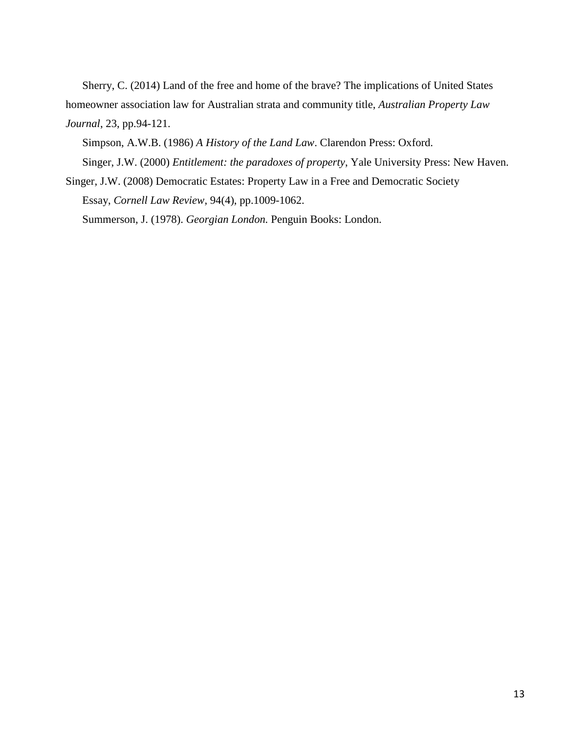Sherry, C. (2014) Land of the free and home of the brave? The implications of United States homeowner association law for Australian strata and community title, *Australian Property Law Journal*, 23, pp.94-121.

Simpson, A.W.B. (1986) *A History of the Land Law*. Clarendon Press: Oxford.

Singer, J.W. (2000) *Entitlement: the paradoxes of property*, Yale University Press: New Haven.

Singer, J.W. (2008) Democratic Estates: Property Law in a Free and Democratic Society Essay, *Cornell Law Review*, 94(4), pp.1009-1062.

Summerson, J. (1978). *Georgian London.* Penguin Books: London.